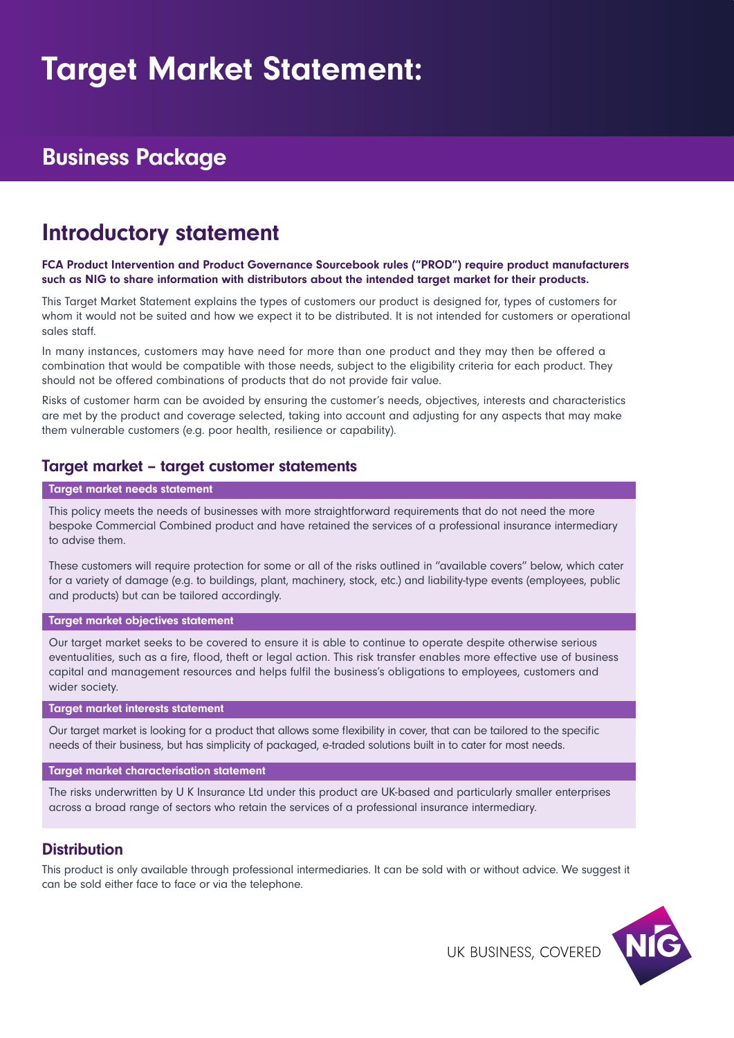# Target Market Statement:

## Business Package

## Introductory statement

**FCA Product Intervention and Product Governance Sourcebook rules ("PROD") require product manufacturers such as NIG to share information with distributors about the intended target market for their products.**

This Target Market Statement explains the types of customers our product is designed for, types of customers for whom it would not be suited and how we expect it to be distributed. It is not intended for customers or operational sales staff.

In many instances, customers may have need for more than one product and they may then be offered a combination that would be compatible with those needs, subject to the eligibility criteria for each product. They should not be offered combinations of products that do not provide fair value.

Risks of customer harm can be avoided by ensuring the customer's needs, objectives, interests and characteristics are met by the product and coverage selected, taking into account and adjusting for any aspects that may make them vulnerable customers (e.g. poor health, resilience or capability).

### Target market – target customer statements

**Target market needs statement**

This policy meets the needs of businesses with more straightforward requirements that do not need the more bespoke Commercial Combined product and have retained the services of a professional insurance intermediary to advise them.

These customers will require protection for some or all of the risks outlined in "available covers" below, which cater for a variety of damage (e.g. to buildings, plant, machinery, stock, etc.) and liability-type events (employees, public and products) but can be tailored accordingly.

**Target market objectives statement**

Our target market seeks to be covered to ensure it is able to continue to operate despite otherwise serious eventualities, such as a fire, flood, theft or legal action. This risk transfer enables more effective use of business capital and management resources and helps fulfil the business's obligations to employees, customers and wider society.

**Target market interests statement**

Our target market is looking for a product that allows some flexibility in cover, that can be tailored to the specific needs of their business, but has simplicity of packaged, e-traded solutions built in to cater for most needs.

**Target market characterisation statement**

The risks underwritten by U K Insurance Ltd under this product are UK-based and particularly smaller enterprises across a broad range of sectors who retain the services of a professional insurance intermediary.

### Distribution

This product is only available through professional intermediaries. It can be sold with or without advice. We suggest it can be sold either face to face or via the telephone.

UK BUSINESS, COVERED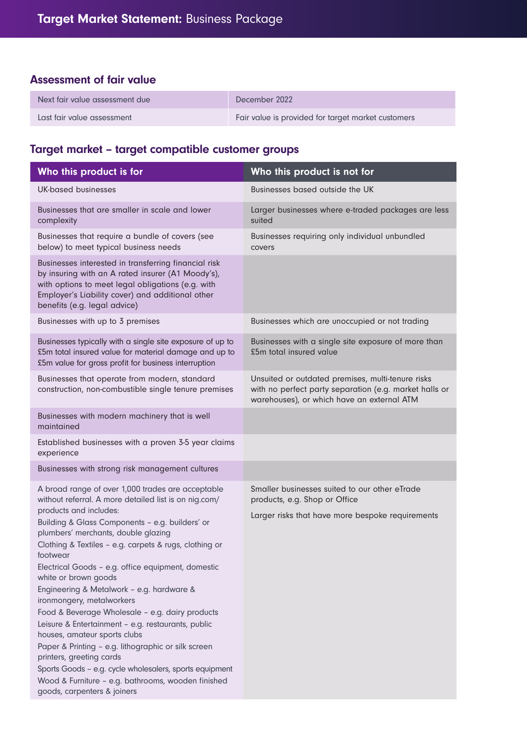# Target Market Statement: Business Package

## Assessment of fair value

| | |
|---|---|
| Next fair value assessment due | December 2022 |
| Last fair value assessment | Fair value is provided for target market customers |

## Target market – target compatible customer groups

| Who this product is for | Who this product is not for |
|---|---|
| UK-based businesses | Businesses based outside the UK |
| Businesses that are smaller in scale and lower complexity | Larger businesses where e-traded packages are less suited |
| Businesses that require a bundle of covers (see below) to meet typical business needs | Businesses requiring only individual unbundled covers |
| Businesses interested in transferring financial risk by insuring with an A rated insurer (A1 Moody's), with options to meet legal obligations (e.g. with Employer's Liability cover) and additional other benefits (e.g. legal advice) | |
| Businesses with up to 3 premises | Businesses which are unoccupied or not trading |
| Businesses typically with a single site exposure of up to £5m total insured value for material damage and up to £5m value for gross profit for business interruption | Businesses with a single site exposure of more than £5m total insured value |
| Businesses that operate from modern, standard construction, non-combustible single tenure premises | Unsuited or outdated premises, multi-tenure risks with no perfect party separation (e.g. market halls or warehouses), or which have an external ATM |
| Businesses with modern machinery that is well maintained | |
| Established businesses with a proven 3-5 year claims experience | |
| Businesses with strong risk management cultures | |
| A broad range of over 1,000 trades are acceptable without referral. A more detailed list is on nig.com/products and includes:<br>Building & Glass Components – e.g. builders' or plumbers' merchants, double glazing<br>Clothing & Textiles – e.g. carpets & rugs, clothing or footwear<br>Electrical Goods – e.g. office equipment, domestic white or brown goods<br>Engineering & Metalwork – e.g. hardware & ironmongery, metalworkers<br>Food & Beverage Wholesale – e.g. dairy products<br>Leisure & Entertainment – e.g. restaurants, public houses, amateur sports clubs<br>Paper & Printing – e.g. lithographic or silk screen printers, greeting cards<br>Sports Goods – e.g. cycle wholesalers, sports equipment<br>Wood & Furniture – e.g. bathrooms, wooden finished goods, carpenters & joiners | Smaller businesses suited to our other eTrade products, e.g. Shop or Office<br>Larger risks that have more bespoke requirements |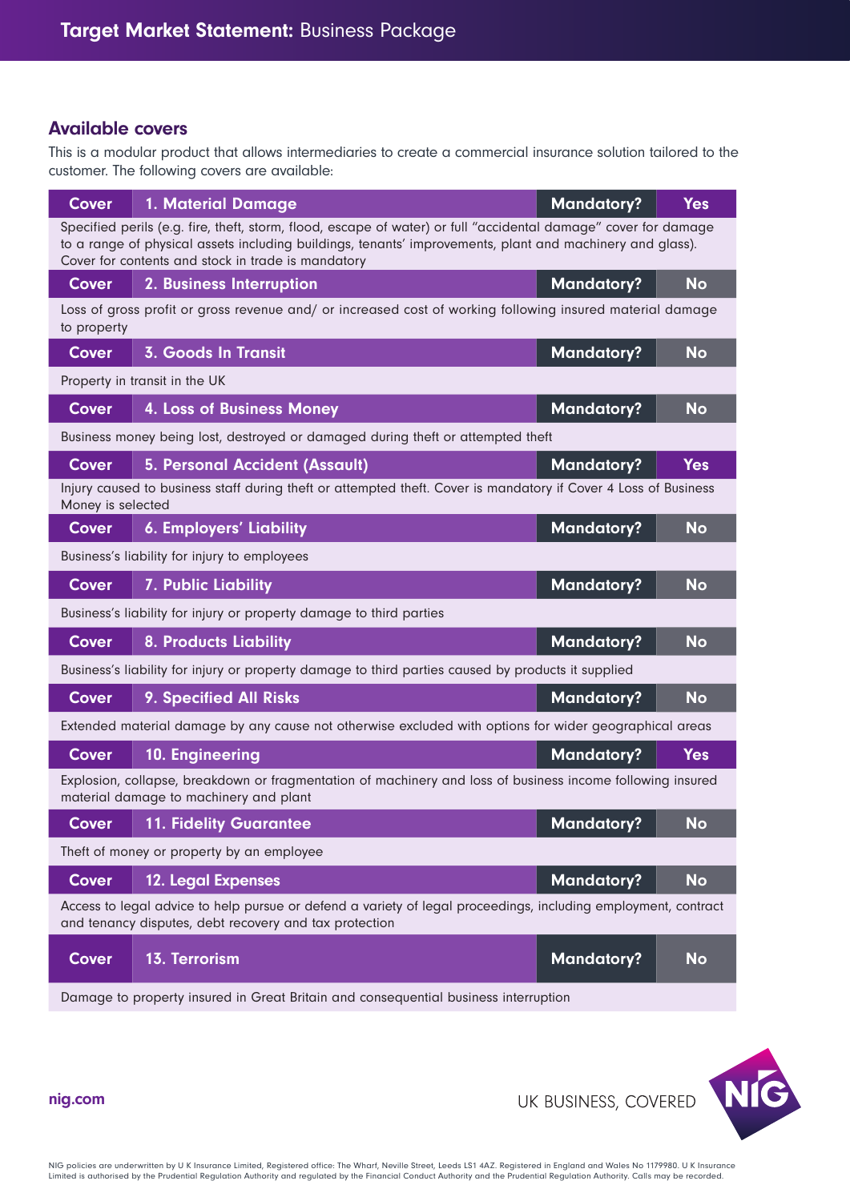## Available covers

This is a modular product that allows intermediaries to create a commercial insurance solution tailored to the customer. The following covers are available:

| Cover | | Mandatory? | |
|---|---|---|---|
| Cover | 1. Material Damage | Mandatory? | Yes |
| Specified perils (e.g. fire, theft, storm, flood, escape of water) or full "accidental damage" cover for damage to a range of physical assets including buildings, tenants' improvements, plant and machinery and glass). Cover for contents and stock in trade is mandatory | | | |
| Cover | 2. Business Interruption | Mandatory? | No |
| Loss of gross profit or gross revenue and/ or increased cost of working following insured material damage to property | | | |
| Cover | 3. Goods In Transit | Mandatory? | No |
| Property in transit in the UK | | | |
| Cover | 4. Loss of Business Money | Mandatory? | No |
| Business money being lost, destroyed or damaged during theft or attempted theft | | | |
| Cover | 5. Personal Accident (Assault) | Mandatory? | Yes |
| Injury caused to business staff during theft or attempted theft. Cover is mandatory if Cover 4 Loss of Business Money is selected | | | |
| Cover | 6. Employers' Liability | Mandatory? | No |
| Business's liability for injury to employees | | | |
| Cover | 7. Public Liability | Mandatory? | No |
| Business's liability for injury or property damage to third parties | | | |
| Cover | 8. Products Liability | Mandatory? | No |
| Business's liability for injury or property damage to third parties caused by products it supplied | | | |
| Cover | 9. Specified All Risks | Mandatory? | No |
| Extended material damage by any cause not otherwise excluded with options for wider geographical areas | | | |
| Cover | 10. Engineering | Mandatory? | Yes |
| Explosion, collapse, breakdown or fragmentation of machinery and loss of business income following insured material damage to machinery and plant | | | |
| Cover | 11. Fidelity Guarantee | Mandatory? | No |
| Theft of money or property by an employee | | | |
| Cover | 12. Legal Expenses | Mandatory? | No |
| Access to legal advice to help pursue or defend a variety of legal proceedings, including employment, contract and tenancy disputes, debt recovery and tax protection | | | |
| Cover | 13. Terrorism | Mandatory? | No |
| Damage to property insured in Great Britain and consequential business interruption | | | |

nig.com

UK BUSINESS, COVERED

NIG policies are underwritten by U K Insurance Limited, Registered office: The Wharf, Neville Street, Leeds LS1 4AZ. Registered in England and Wales No 1179980. U K Insurance Limited is authorised by the Prudential Regulation Authority and regulated by the Financial Conduct Authority and the Prudential Regulation Authority. Calls may be recorded.